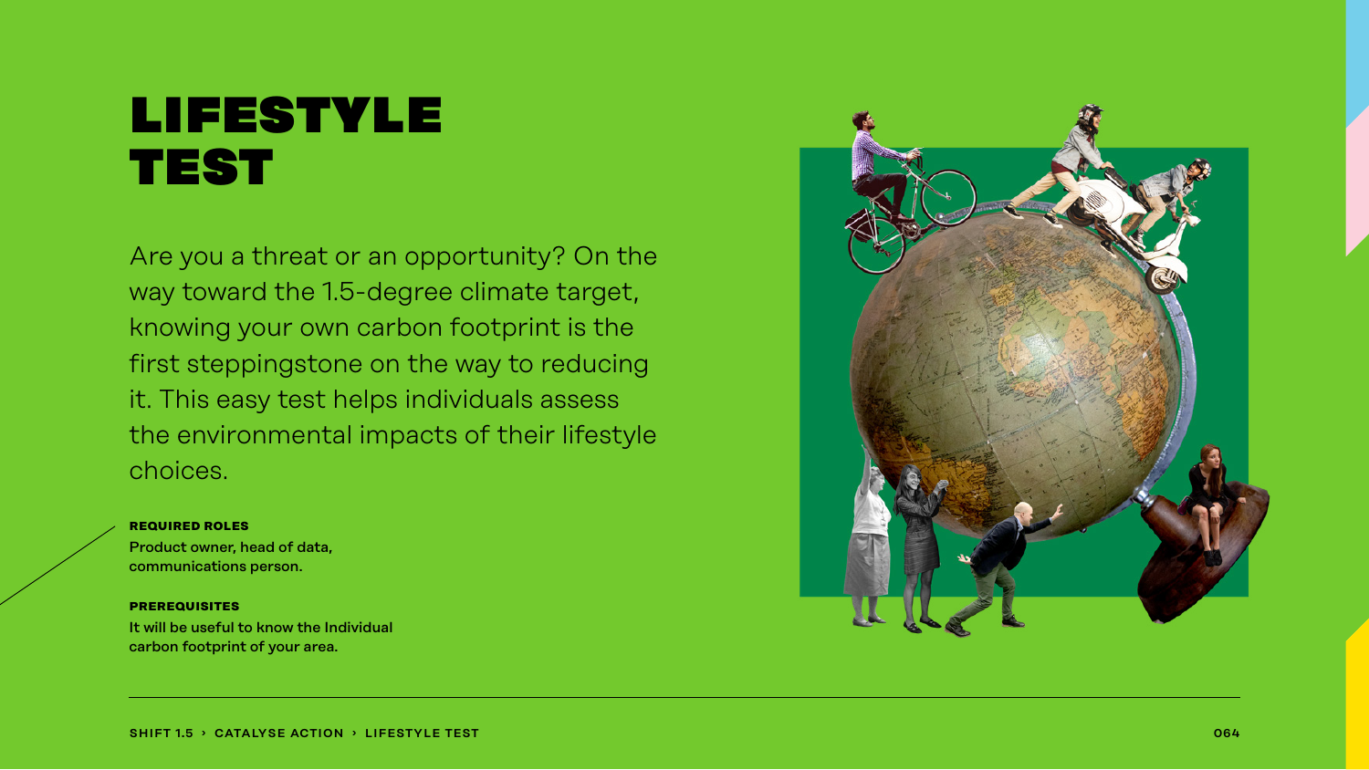# LIFESTYLE TEST

Are you a threat or an opportunity? On the way toward the 1.5-degree climate target, knowing your own carbon footprint is the first steppingstone on the way to reducing it. This easy test helps individuals assess the environmental impacts of their lifestyle choices.

**REQUIRED ROLES**

Product owner, head of data, communications person.

**PREREQUISITES**

It will be useful to know the Individual carbon footprint of your area.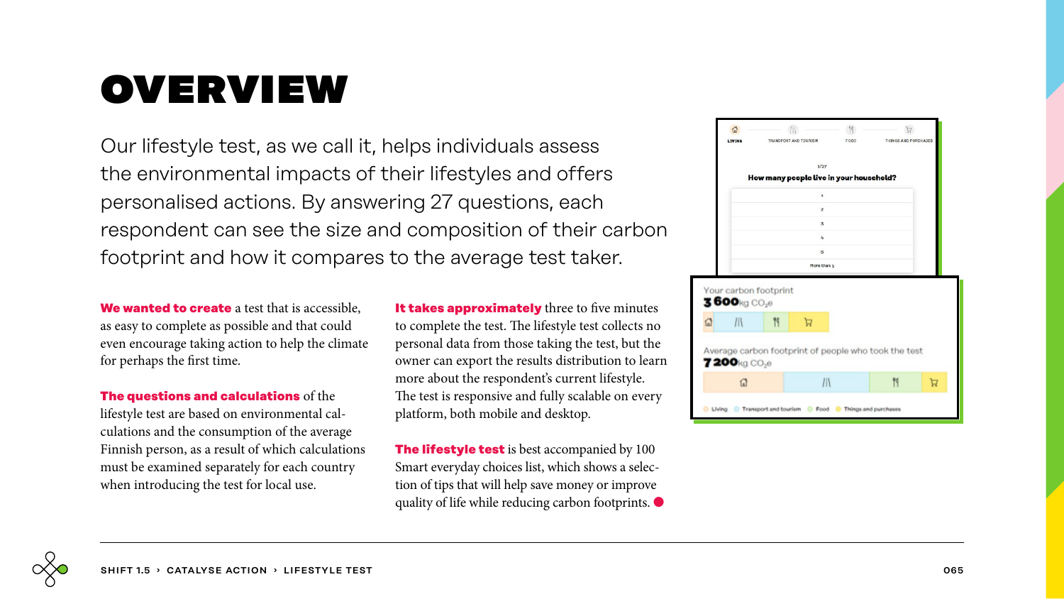# OVERVIEW

Our lifestyle test, as we call it, helps individuals assess the environmental impacts of their lifestyles and offers personalised actions. By answering 27 questions, each respondent can see the size and composition of their carbon footprint and how it compares to the average test taker.

**We wanted to create** a test that is accessible, as easy to complete as possible and that could even encourage taking action to help the climate for perhaps the first time.

**The questions and calculations** of the lifestyle test are based on environmental calculations and the consumption of the average Finnish person, as a result of which calculations must be examined separately for each country when introducing the test for local use.

**It takes approximately** three to five minutes to complete the test. The lifestyle test collects no personal data from those taking the test, but the owner can export the results distribution to learn more about the respondent's current lifestyle. The test is responsive and fully scalable on every platform, both mobile and desktop.

**The lifestyle test** is best accompanied by 100 Smart everyday choices list, which shows a selection of tips that will help save money or improve quality of life while reducing carbon footprints.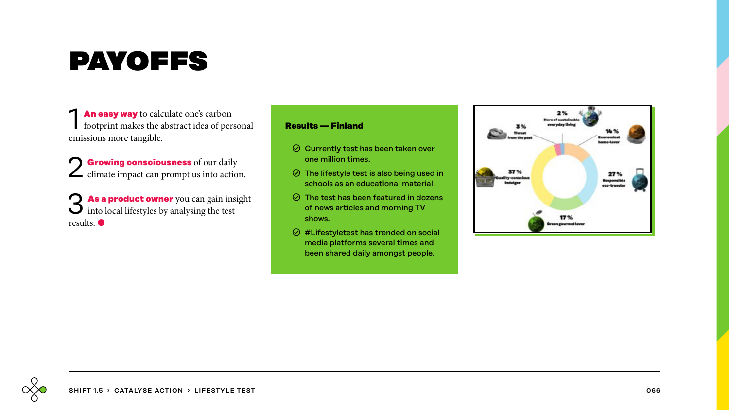# PAYOFFS

1 **An easy way** to calculate one's carbon footprint makes the abstract idea of personal emissions more tangible.

2 **Growing consciousness** of our daily climate impact can prompt us into action.

3 **As a product owner** you can gain insight into local lifestyles by analysing the test results.

**Results — Finland**

- Currently test has been taken over one million times.
- The lifestyle test is also being used in schools as an educational material.
- The test has been featured in dozens of news articles and morning TV shows.
- #Lifestyletest has trended on social media platforms several times and been shared daily amongst people.

2 % Hero of sustainable everyday living

3 % Threat from the past

14 % Economical home-lover

37 % Quality-conscious indulger

27 % Responsible eco-traveler

17 % Green gourmet lover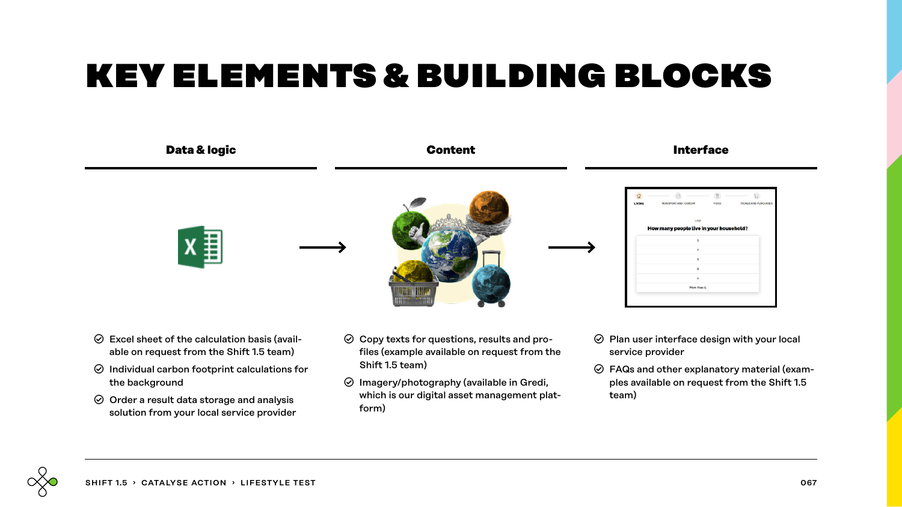# KEY ELEMENTS & BUILDING BLOCKS

## Data & logic

- Excel sheet of the calculation basis (available on request from the Shift 1.5 team)
- Individual carbon footprint calculations for the background
- Order a result data storage and analysis solution from your local service provider

## Content

- Copy texts for questions, results and profiles (example available on request from the Shift 1.5 team)
- Imagery/photography (available in Gredi, which is our digital asset management platform)

## Interface

- Plan user interface design with your local service provider
- FAQs and other explanatory material (examples available on request from the Shift 1.5 team)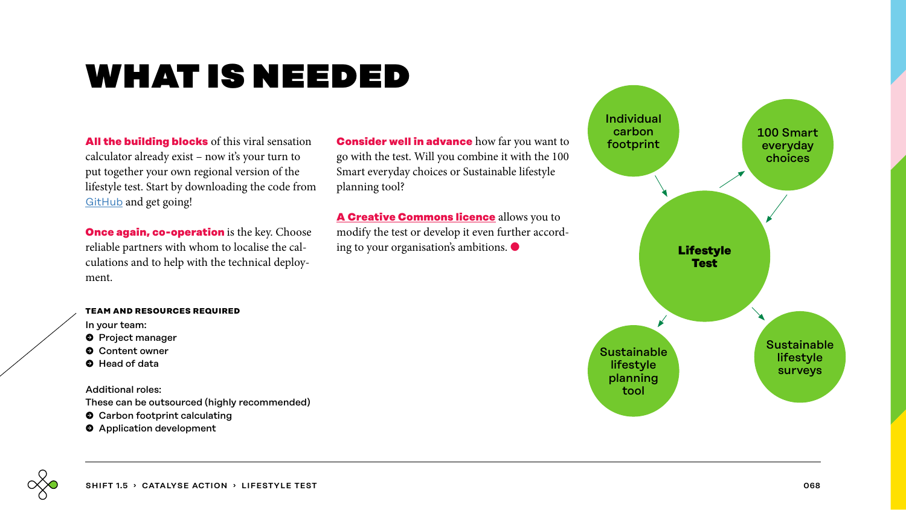# WHAT IS NEEDED

**All the building blocks** of this viral sensation calculator already exist – now it's your turn to put together your own regional version of the lifestyle test. Start by downloading the code from GitHub and get going!

**Once again, co-operation** is the key. Choose reliable partners with whom to localise the calculations and to help with the technical deployment.

**TEAM AND RESOURCES REQUIRED**

In your team:

- Project manager
- Content owner
- Head of data

Additional roles:
These can be outsourced (highly recommended)

- Carbon footprint calculating
- Application development

**Consider well in advance** how far you want to go with the test. Will you combine it with the 100 Smart everyday choices or Sustainable lifestyle planning tool?

**A Creative Commons licence** allows you to modify the test or develop it even further according to your organisation's ambitions.

Individual carbon footprint

100 Smart everyday choices

**Lifestyle Test**

Sustainable lifestyle planning tool

Sustainable lifestyle surveys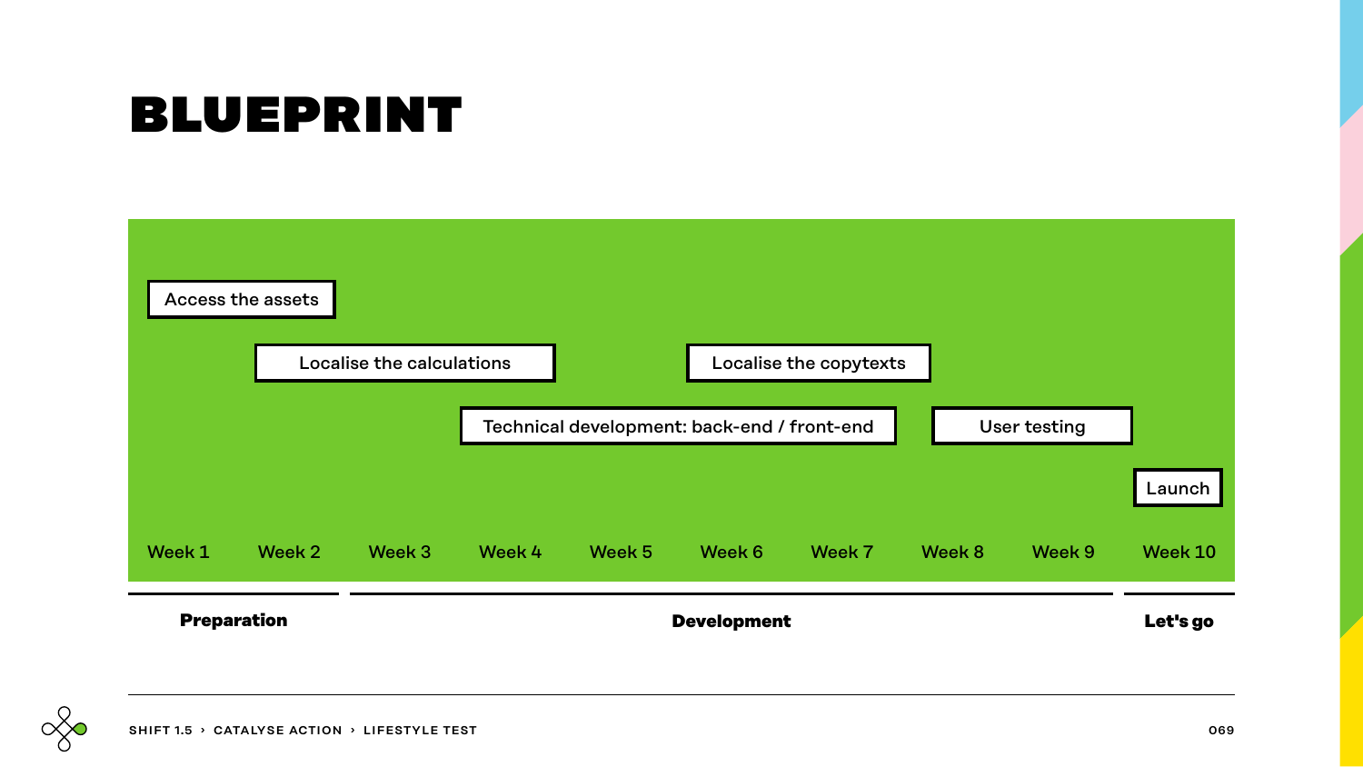# BLUEPRINT

| Task | Week 1 | Week 2 | Week 3 | Week 4 | Week 5 | Week 6 | Week 7 | Week 8 | Week 9 | Week 10 |
|---|---|---|---|---|---|---|---|---|---|---|
| Access the assets | ■ | ■ | | | | | | | | |
| Localise the calculations | | ■ | ■ | ■ | | | | | | |
| Localise the copytexts | | | | | | ■ | ■ | | | |
| Technical development: back-end / front-end | | | | ■ | ■ | ■ | ■ | | | |
| User testing | | | | | | | | ■ | ■ | |
| Launch | | | | | | | | | | ■ |

**Preparation** (Week 1 – Week 2)

**Development** (Week 3 – Week 9)

**Let's go** (Week 10)

SHIFT 1.5 › CATALYSE ACTION › LIFESTYLE TEST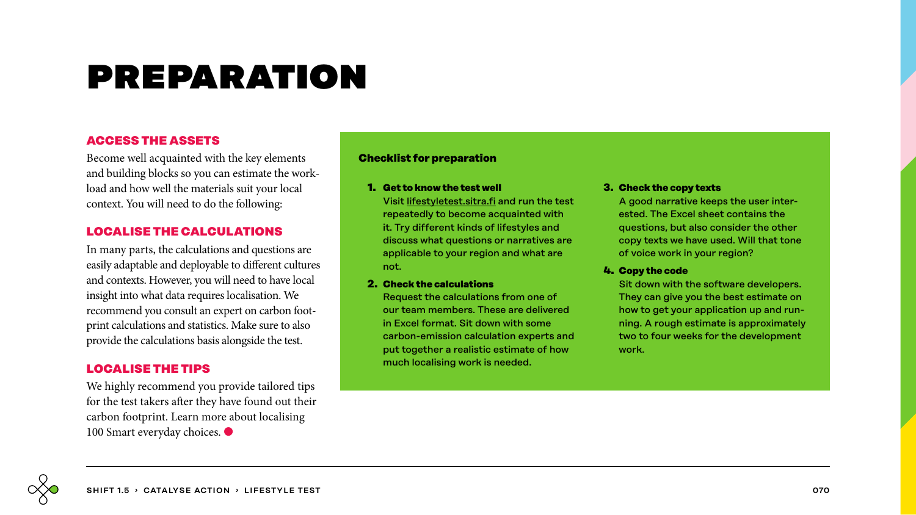# PREPARATION

## ACCESS THE ASSETS

Become well acquainted with the key elements and building blocks so you can estimate the workload and how well the materials suit your local context. You will need to do the following:

## LOCALISE THE CALCULATIONS

In many parts, the calculations and questions are easily adaptable and deployable to different cultures and contexts. However, you will need to have local insight into what data requires localisation. We recommend you consult an expert on carbon footprint calculations and statistics. Make sure to also provide the calculations basis alongside the test.

## LOCALISE THE TIPS

We highly recommend you provide tailored tips for the test takers after they have found out their carbon footprint. Learn more about localising 100 Smart everyday choices.

**Checklist for preparation**

1. **Get to know the test well**
   Visit lifestyletest.sitra.fi and run the test repeatedly to become acquainted with it. Try different kinds of lifestyles and discuss what questions or narratives are applicable to your region and what are not.
2. **Check the calculations**
   Request the calculations from one of our team members. These are delivered in Excel format. Sit down with some carbon-emission calculation experts and put together a realistic estimate of how much localising work is needed.
3. **Check the copy texts**
   A good narrative keeps the user interested. The Excel sheet contains the questions, but also consider the other copy texts we have used. Will that tone of voice work in your region?
4. **Copy the code**
   Sit down with the software developers. They can give you the best estimate on how to get your application up and running. A rough estimate is approximately two to four weeks for the development work.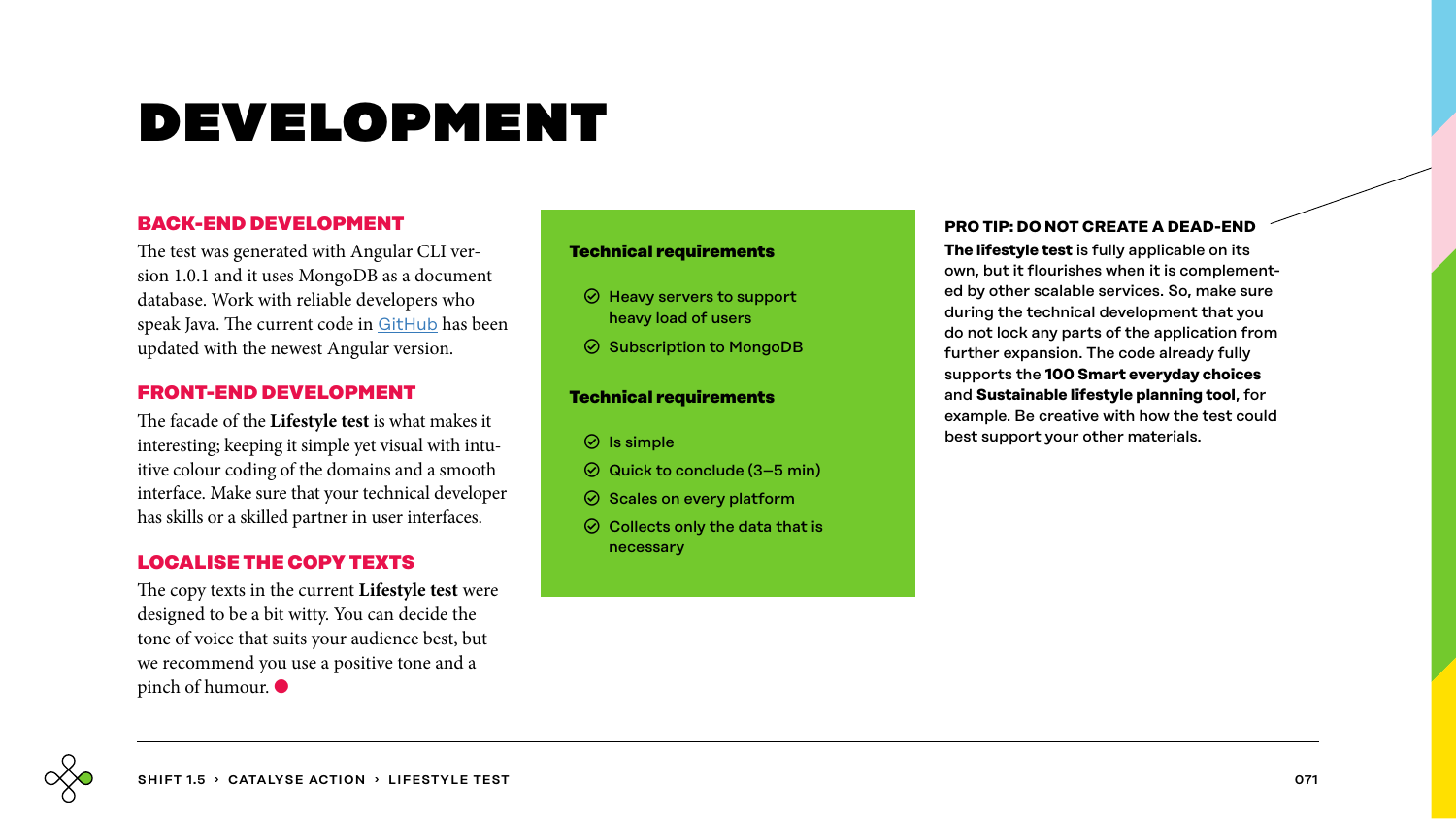# DEVELOPMENT

## BACK-END DEVELOPMENT

The test was generated with Angular CLI version 1.0.1 and it uses MongoDB as a document database. Work with reliable developers who speak Java. The current code in GitHub has been updated with the newest Angular version.

## FRONT-END DEVELOPMENT

The facade of the **Lifestyle test** is what makes it interesting; keeping it simple yet visual with intuitive colour coding of the domains and a smooth interface. Make sure that your technical developer has skills or a skilled partner in user interfaces.

## LOCALISE THE COPY TEXTS

The copy texts in the current **Lifestyle test** were designed to be a bit witty. You can decide the tone of voice that suits your audience best, but we recommend you use a positive tone and a pinch of humour.

**Technical requirements**

- Heavy servers to support heavy load of users
- Subscription to MongoDB

**Technical requirements**

- Is simple
- Quick to conclude (3–5 min)
- Scales on every platform
- Collects only the data that is necessary

**PRO TIP: DO NOT CREATE A DEAD-END**

**The lifestyle test** is fully applicable on its own, but it flourishes when it is complemented by other scalable services. So, make sure during the technical development that you do not lock any parts of the application from further expansion. The code already fully supports the **100 Smart everyday choices** and **Sustainable lifestyle planning tool**, for example. Be creative with how the test could best support your other materials.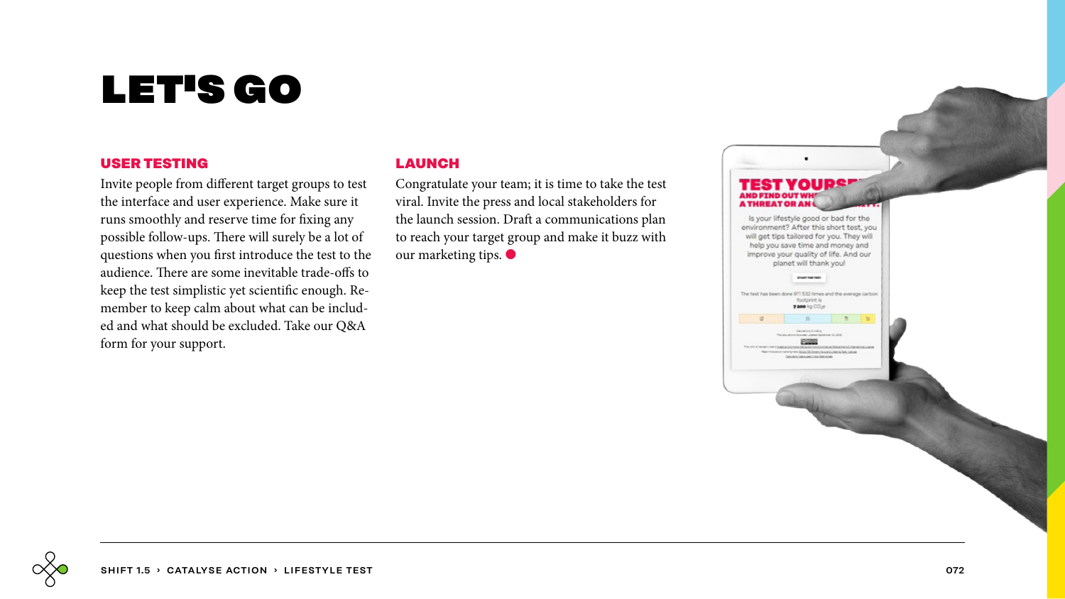# LET'S GO

## USER TESTING

Invite people from different target groups to test the interface and user experience. Make sure it runs smoothly and reserve time for fixing any possible follow-ups. There will surely be a lot of questions when you first introduce the test to the audience. There are some inevitable trade-offs to keep the test simplistic yet scientific enough. Remember to keep calm about what can be included and what should be excluded. Take our Q&A form for your support.

## LAUNCH

Congratulate your team; it is time to take the test viral. Invite the press and local stakeholders for the launch session. Draft a communications plan to reach your target group and make it buzz with our marketing tips.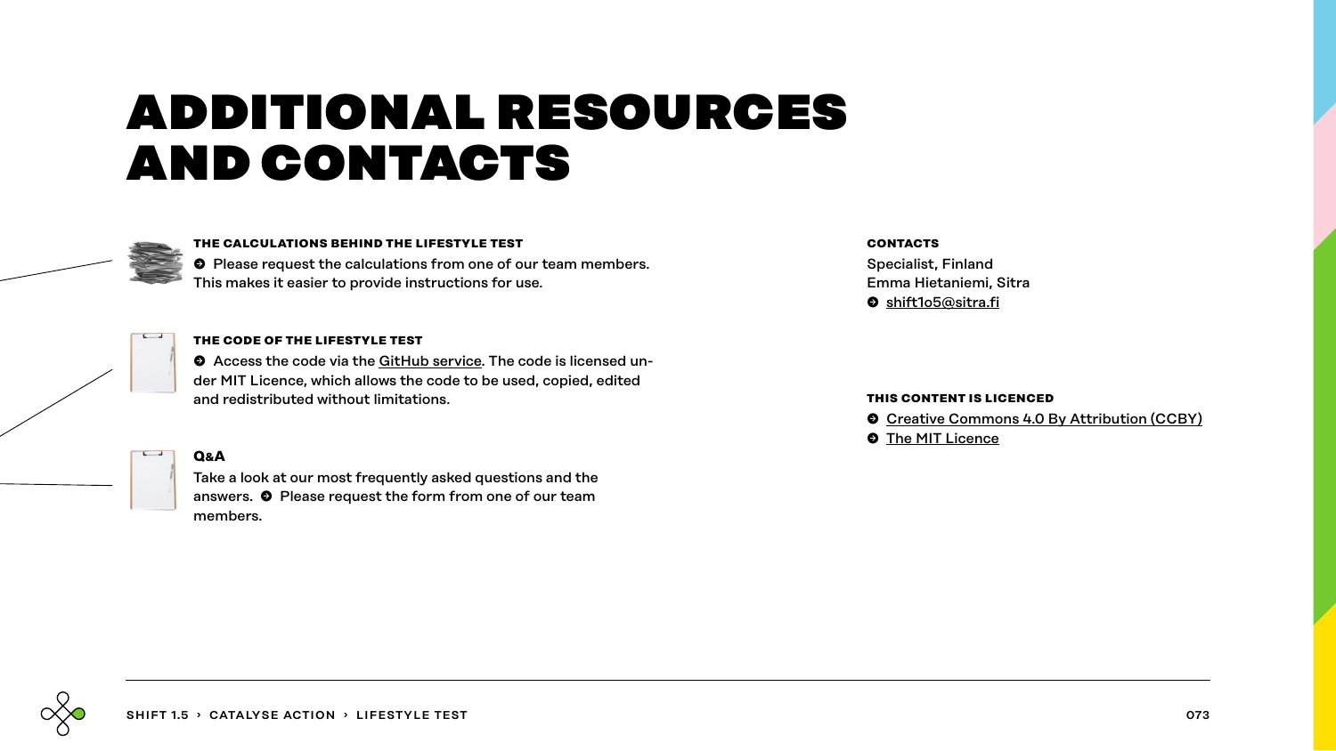# ADDITIONAL RESOURCES AND CONTACTS

**THE CALCULATIONS BEHIND THE LIFESTYLE TEST**

➔ Please request the calculations from one of our team members. This makes it easier to provide instructions for use.

**THE CODE OF THE LIFESTYLE TEST**

➔ Access the code via the GitHub service. The code is licensed under MIT Licence, which allows the code to be used, copied, edited and redistributed without limitations.

**Q&A**

Take a look at our most frequently asked questions and the answers. ➔ Please request the form from one of our team members.

**CONTACTS**

Specialist, Finland
Emma Hietaniemi, Sitra
➔ shift1o5@sitra.fi

**THIS CONTENT IS LICENCED**

➔ Creative Commons 4.0 By Attribution (CCBY)
➔ The MIT Licence